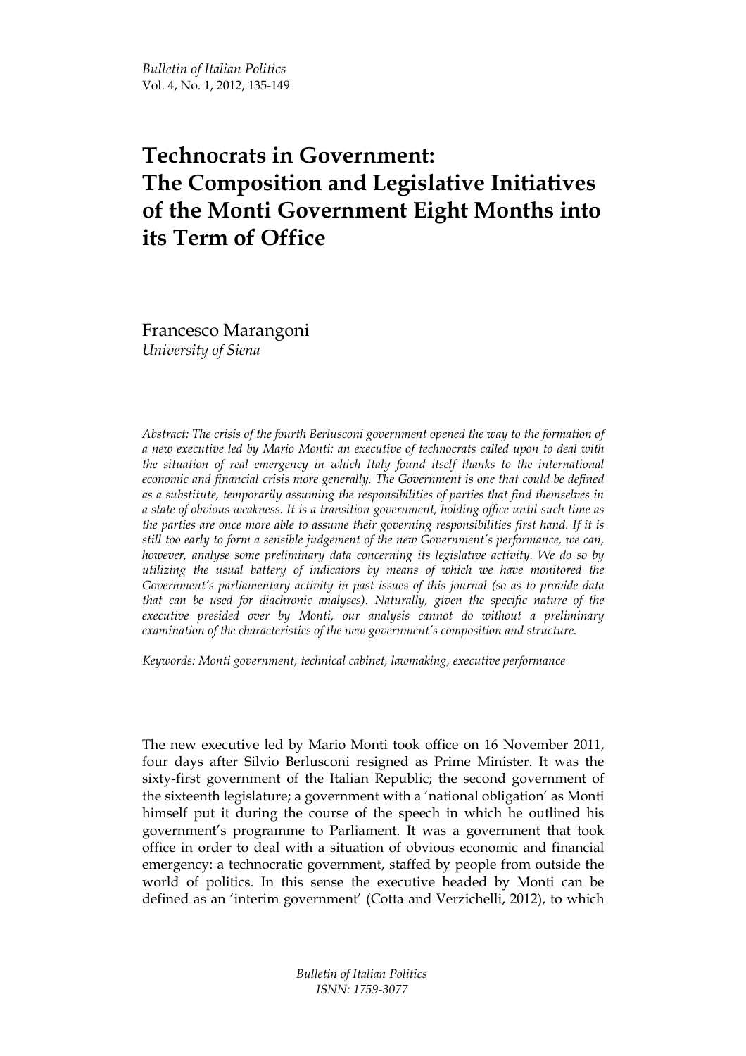# Technocrats in Government: The Composition and Legislative Initiatives of the Monti Government Eight Months into its Term of Office

Francesco Marangoni
*University of Siena*

*Abstract: The crisis of the fourth Berlusconi government opened the way to the formation of a new executive led by Mario Monti: an executive of technocrats called upon to deal with the situation of real emergency in which Italy found itself thanks to the international economic and financial crisis more generally. The Government is one that could be defined as a substitute, temporarily assuming the responsibilities of parties that find themselves in a state of obvious weakness. It is a transition government, holding office until such time as the parties are once more able to assume their governing responsibilities first hand. If it is still too early to form a sensible judgement of the new Government's performance, we can, however, analyse some preliminary data concerning its legislative activity. We do so by utilizing the usual battery of indicators by means of which we have monitored the Government's parliamentary activity in past issues of this journal (so as to provide data that can be used for diachronic analyses). Naturally, given the specific nature of the executive presided over by Monti, our analysis cannot do without a preliminary examination of the characteristics of the new government's composition and structure.*

*Keywords: Monti government, technical cabinet, lawmaking, executive performance*

The new executive led by Mario Monti took office on 16 November 2011, four days after Silvio Berlusconi resigned as Prime Minister. It was the sixty-first government of the Italian Republic; the second government of the sixteenth legislature; a government with a 'national obligation' as Monti himself put it during the course of the speech in which he outlined his government's programme to Parliament. It was a government that took office in order to deal with a situation of obvious economic and financial emergency: a technocratic government, staffed by people from outside the world of politics. In this sense the executive headed by Monti can be defined as an 'interim government' (Cotta and Verzichelli, 2012), to which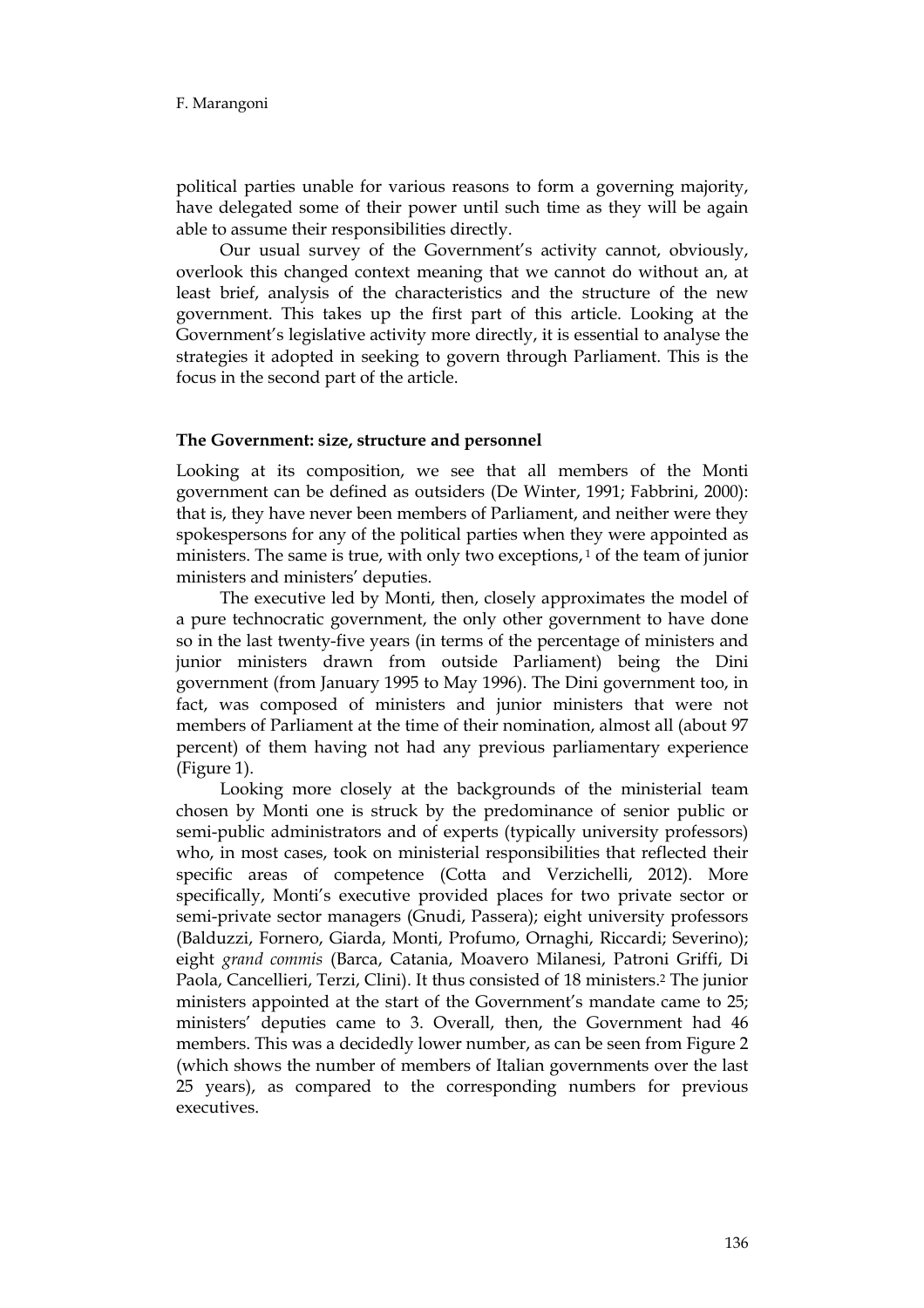political parties unable for various reasons to form a governing majority, have delegated some of their power until such time as they will be again able to assume their responsibilities directly.

Our usual survey of the Government's activity cannot, obviously, overlook this changed context meaning that we cannot do without an, at least brief, analysis of the characteristics and the structure of the new government. This takes up the first part of this article. Looking at the Government's legislative activity more directly, it is essential to analyse the strategies it adopted in seeking to govern through Parliament. This is the focus in the second part of the article.

## The Government: size, structure and personnel

Looking at its composition, we see that all members of the Monti government can be defined as outsiders (De Winter, 1991; Fabbrini, 2000): that is, they have never been members of Parliament, and neither were they spokespersons for any of the political parties when they were appointed as ministers. The same is true, with only two exceptions, [1] of the team of junior ministers and ministers' deputies.

The executive led by Monti, then, closely approximates the model of a pure technocratic government, the only other government to have done so in the last twenty-five years (in terms of the percentage of ministers and junior ministers drawn from outside Parliament) being the Dini government (from January 1995 to May 1996). The Dini government too, in fact, was composed of ministers and junior ministers that were not members of Parliament at the time of their nomination, almost all (about 97 percent) of them having not had any previous parliamentary experience (Figure 1).

Looking more closely at the backgrounds of the ministerial team chosen by Monti one is struck by the predominance of senior public or semi-public administrators and of experts (typically university professors) who, in most cases, took on ministerial responsibilities that reflected their specific areas of competence (Cotta and Verzichelli, 2012). More specifically, Monti's executive provided places for two private sector or semi-private sector managers (Gnudi, Passera); eight university professors (Balduzzi, Fornero, Giarda, Monti, Profumo, Ornaghi, Riccardi; Severino); eight *grand commis* (Barca, Catania, Moavero Milanesi, Patroni Griffi, Di Paola, Cancellieri, Terzi, Clini). It thus consisted of 18 ministers.[2] The junior ministers appointed at the start of the Government's mandate came to 25; ministers' deputies came to 3. Overall, then, the Government had 46 members. This was a decidedly lower number, as can be seen from Figure 2 (which shows the number of members of Italian governments over the last 25 years), as compared to the corresponding numbers for previous executives.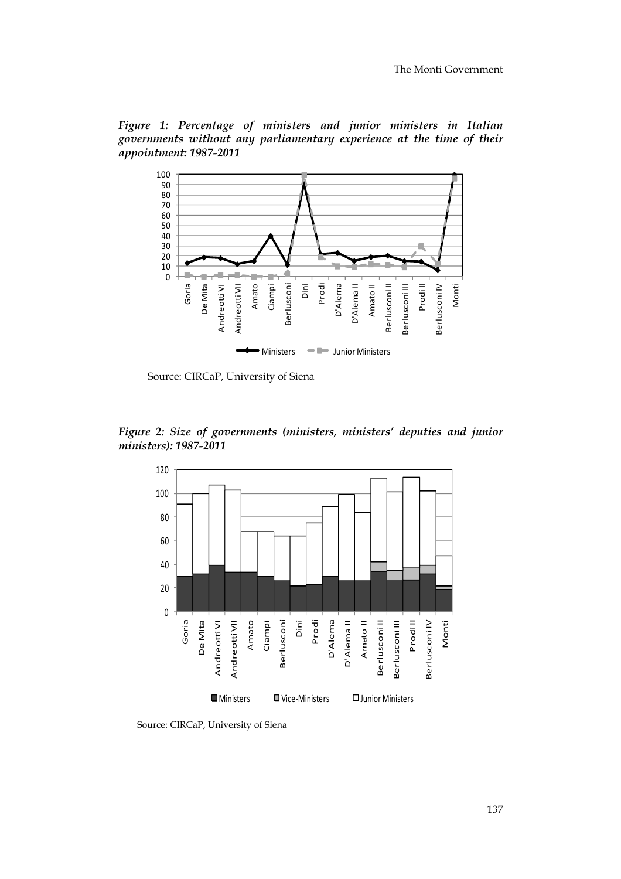*Figure 1: Percentage of ministers and junior ministers in Italian governments without any parliamentary experience at the time of their appointment: 1987-2011*

Source: CIRCaP, University of Siena

*Figure 2: Size of governments (ministers, ministers' deputies and junior ministers): 1987-2011*

Source: CIRCaP, University of Siena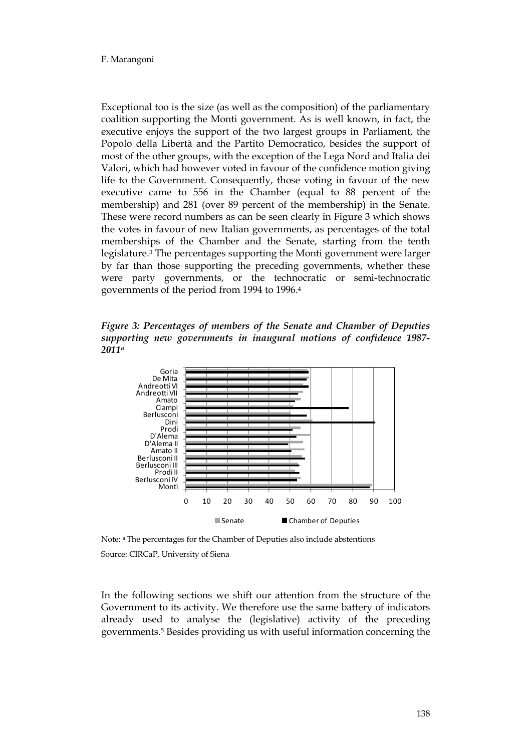Exceptional too is the size (as well as the composition) of the parliamentary coalition supporting the Monti government. As is well known, in fact, the executive enjoys the support of the two largest groups in Parliament, the Popolo della Libertà and the Partito Democratico, besides the support of most of the other groups, with the exception of the Lega Nord and Italia dei Valori, which had however voted in favour of the confidence motion giving life to the Government. Consequently, those voting in favour of the new executive came to 556 in the Chamber (equal to 88 percent of the membership) and 281 (over 89 percent of the membership) in the Senate. These were record numbers as can be seen clearly in Figure 3 which shows the votes in favour of new Italian governments, as percentages of the total memberships of the Chamber and the Senate, starting from the tenth legislature.[3] The percentages supporting the Monti government were larger by far than those supporting the preceding governments, whether these were party governments, or the technocratic or semi-technocratic governments of the period from 1994 to 1996.[4]

***Figure 3: Percentages of members of the Senate and Chamber of Deputies supporting new governments in inaugural motions of confidence 1987-2011**[a]*

Note: [a] The percentages for the Chamber of Deputies also include abstentions

Source: CIRCaP, University of Siena

In the following sections we shift our attention from the structure of the Government to its activity. We therefore use the same battery of indicators already used to analyse the (legislative) activity of the preceding governments.[5] Besides providing us with useful information concerning the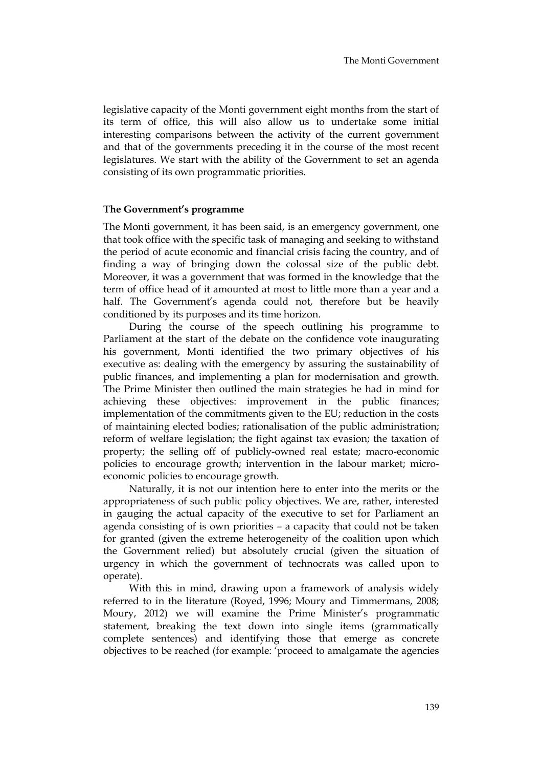legislative capacity of the Monti government eight months from the start of its term of office, this will also allow us to undertake some initial interesting comparisons between the activity of the current government and that of the governments preceding it in the course of the most recent legislatures. We start with the ability of the Government to set an agenda consisting of its own programmatic priorities.

## The Government's programme

The Monti government, it has been said, is an emergency government, one that took office with the specific task of managing and seeking to withstand the period of acute economic and financial crisis facing the country, and of finding a way of bringing down the colossal size of the public debt. Moreover, it was a government that was formed in the knowledge that the term of office head of it amounted at most to little more than a year and a half. The Government's agenda could not, therefore but be heavily conditioned by its purposes and its time horizon.

During the course of the speech outlining his programme to Parliament at the start of the debate on the confidence vote inaugurating his government, Monti identified the two primary objectives of his executive as: dealing with the emergency by assuring the sustainability of public finances, and implementing a plan for modernisation and growth. The Prime Minister then outlined the main strategies he had in mind for achieving these objectives: improvement in the public finances; implementation of the commitments given to the EU; reduction in the costs of maintaining elected bodies; rationalisation of the public administration; reform of welfare legislation; the fight against tax evasion; the taxation of property; the selling off of publicly-owned real estate; macro-economic policies to encourage growth; intervention in the labour market; micro-economic policies to encourage growth.

Naturally, it is not our intention here to enter into the merits or the appropriateness of such public policy objectives. We are, rather, interested in gauging the actual capacity of the executive to set for Parliament an agenda consisting of is own priorities – a capacity that could not be taken for granted (given the extreme heterogeneity of the coalition upon which the Government relied) but absolutely crucial (given the situation of urgency in which the government of technocrats was called upon to operate).

With this in mind, drawing upon a framework of analysis widely referred to in the literature (Royed, 1996; Moury and Timmermans, 2008; Moury, 2012) we will examine the Prime Minister's programmatic statement, breaking the text down into single items (grammatically complete sentences) and identifying those that emerge as concrete objectives to be reached (for example: 'proceed to amalgamate the agencies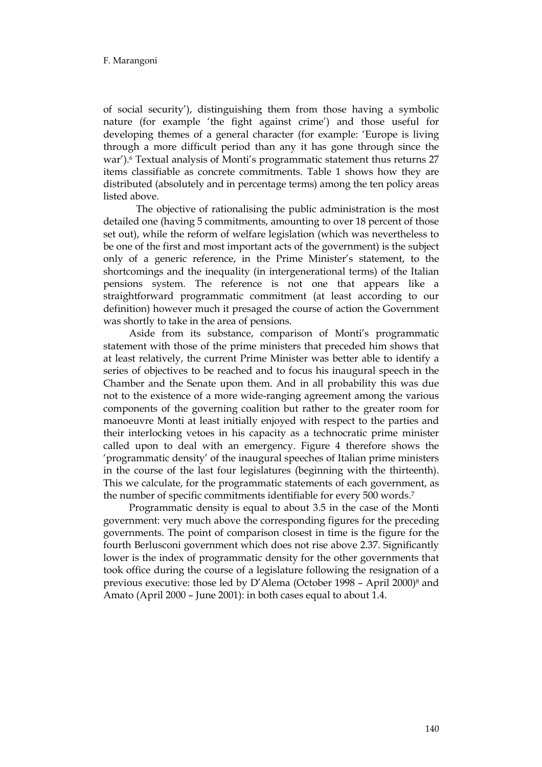of social security'), distinguishing them from those having a symbolic nature (for example 'the fight against crime') and those useful for developing themes of a general character (for example: 'Europe is living through a more difficult period than any it has gone through since the war').[6] Textual analysis of Monti's programmatic statement thus returns 27 items classifiable as concrete commitments. Table 1 shows how they are distributed (absolutely and in percentage terms) among the ten policy areas listed above.

The objective of rationalising the public administration is the most detailed one (having 5 commitments, amounting to over 18 percent of those set out), while the reform of welfare legislation (which was nevertheless to be one of the first and most important acts of the government) is the subject only of a generic reference, in the Prime Minister's statement, to the shortcomings and the inequality (in intergenerational terms) of the Italian pensions system. The reference is not one that appears like a straightforward programmatic commitment (at least according to our definition) however much it presaged the course of action the Government was shortly to take in the area of pensions.

Aside from its substance, comparison of Monti's programmatic statement with those of the prime ministers that preceded him shows that at least relatively, the current Prime Minister was better able to identify a series of objectives to be reached and to focus his inaugural speech in the Chamber and the Senate upon them. And in all probability this was due not to the existence of a more wide-ranging agreement among the various components of the governing coalition but rather to the greater room for manoeuvre Monti at least initially enjoyed with respect to the parties and their interlocking vetoes in his capacity as a technocratic prime minister called upon to deal with an emergency. Figure 4 therefore shows the 'programmatic density' of the inaugural speeches of Italian prime ministers in the course of the last four legislatures (beginning with the thirteenth). This we calculate, for the programmatic statements of each government, as the number of specific commitments identifiable for every 500 words.[7]

Programmatic density is equal to about 3.5 in the case of the Monti government: very much above the corresponding figures for the preceding governments. The point of comparison closest in time is the figure for the fourth Berlusconi government which does not rise above 2.37. Significantly lower is the index of programmatic density for the other governments that took office during the course of a legislature following the resignation of a previous executive: those led by D'Alema (October 1998 – April 2000)[8] and Amato (April 2000 – June 2001): in both cases equal to about 1.4.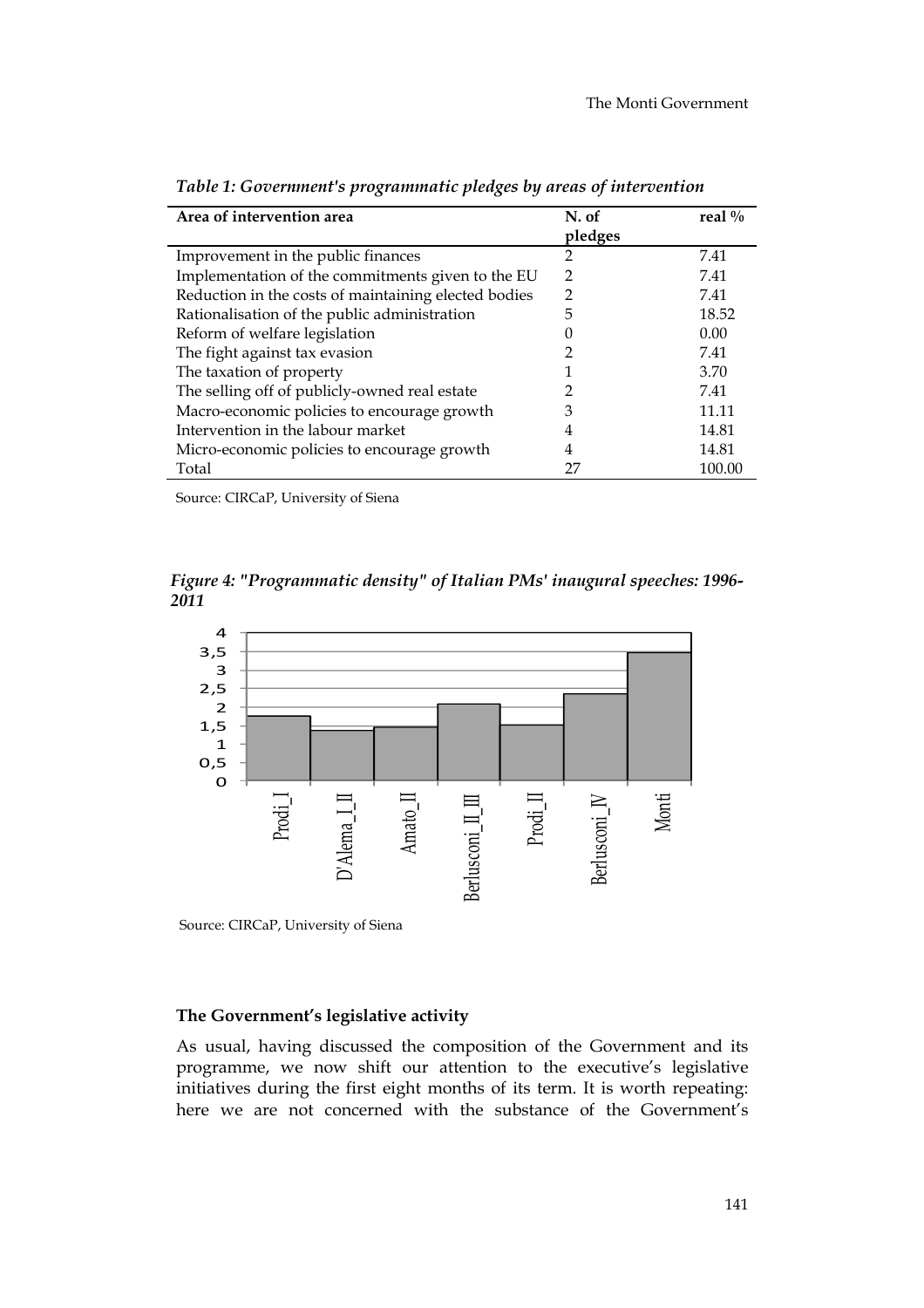*Table 1: Government's programmatic pledges by areas of intervention*

| Area of intervention area | N. of pledges | real % |
|---|---|---|
| Improvement in the public finances | 2 | 7.41 |
| Implementation of the commitments given to the EU | 2 | 7.41 |
| Reduction in the costs of maintaining elected bodies | 2 | 7.41 |
| Rationalisation of the public administration | 5 | 18.52 |
| Reform of welfare legislation | 0 | 0.00 |
| The fight against tax evasion | 2 | 7.41 |
| The taxation of property | 1 | 3.70 |
| The selling off of publicly-owned real estate | 2 | 7.41 |
| Macro-economic policies to encourage growth | 3 | 11.11 |
| Intervention in the labour market | 4 | 14.81 |
| Micro-economic policies to encourage growth | 4 | 14.81 |
| Total | 27 | 100.00 |

Source: CIRCaP, University of Siena

*Figure 4: "Programmatic density" of Italian PMs' inaugural speeches: 1996-2011*

Source: CIRCaP, University of Siena

### The Government's legislative activity

As usual, having discussed the composition of the Government and its programme, we now shift our attention to the executive's legislative initiatives during the first eight months of its term. It is worth repeating: here we are not concerned with the substance of the Government's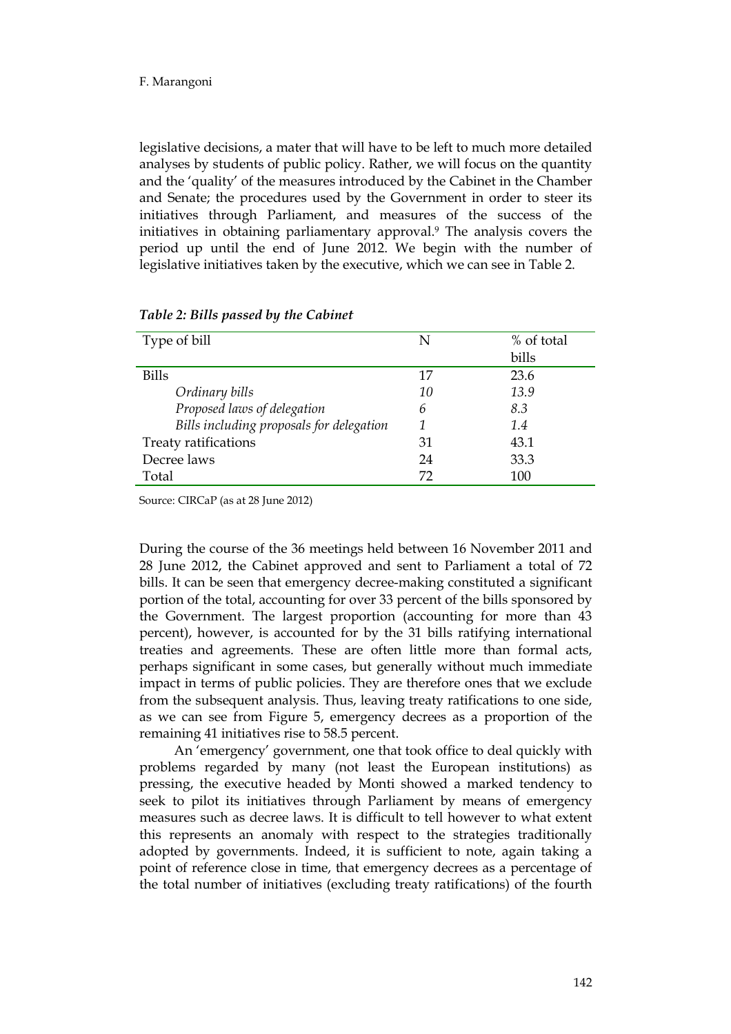legislative decisions, a mater that will have to be left to much more detailed analyses by students of public policy. Rather, we will focus on the quantity and the 'quality' of the measures introduced by the Cabinet in the Chamber and Senate; the procedures used by the Government in order to steer its initiatives through Parliament, and measures of the success of the initiatives in obtaining parliamentary approval.[9] The analysis covers the period up until the end of June 2012. We begin with the number of legislative initiatives taken by the executive, which we can see in Table 2.

***Table 2: Bills passed by the Cabinet***

| Type of bill | N | % of total bills |
|---|---|---|
| Bills | 17 | 23.6 |
| *Ordinary bills* | *10* | *13.9* |
| *Proposed laws of delegation* | *6* | *8.3* |
| *Bills including proposals for delegation* | *1* | *1.4* |
| Treaty ratifications | 31 | 43.1 |
| Decree laws | 24 | 33.3 |
| Total | 72 | 100 |

Source: CIRCaP (as at 28 June 2012)

During the course of the 36 meetings held between 16 November 2011 and 28 June 2012, the Cabinet approved and sent to Parliament a total of 72 bills. It can be seen that emergency decree-making constituted a significant portion of the total, accounting for over 33 percent of the bills sponsored by the Government. The largest proportion (accounting for more than 43 percent), however, is accounted for by the 31 bills ratifying international treaties and agreements. These are often little more than formal acts, perhaps significant in some cases, but generally without much immediate impact in terms of public policies. They are therefore ones that we exclude from the subsequent analysis. Thus, leaving treaty ratifications to one side, as we can see from Figure 5, emergency decrees as a proportion of the remaining 41 initiatives rise to 58.5 percent.

An 'emergency' government, one that took office to deal quickly with problems regarded by many (not least the European institutions) as pressing, the executive headed by Monti showed a marked tendency to seek to pilot its initiatives through Parliament by means of emergency measures such as decree laws. It is difficult to tell however to what extent this represents an anomaly with respect to the strategies traditionally adopted by governments. Indeed, it is sufficient to note, again taking a point of reference close in time, that emergency decrees as a percentage of the total number of initiatives (excluding treaty ratifications) of the fourth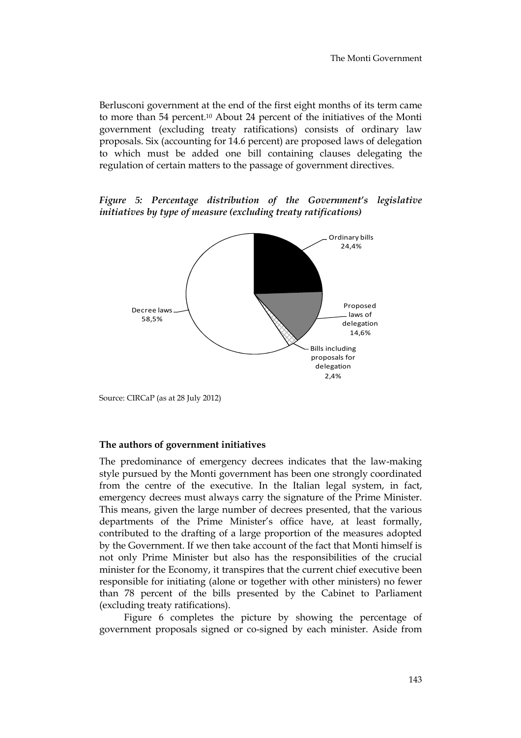Berlusconi government at the end of the first eight months of its term came to more than 54 percent.[10] About 24 percent of the initiatives of the Monti government (excluding treaty ratifications) consists of ordinary law proposals. Six (accounting for 14.6 percent) are proposed laws of delegation to which must be added one bill containing clauses delegating the regulation of certain matters to the passage of government directives.

***Figure 5: Percentage distribution of the Government's legislative initiatives by type of measure (excluding treaty ratifications)***

| Type of measure | Percentage |
|---|---|
| Ordinary bills | 24,4% |
| Proposed laws of delegation | 14,6% |
| Bills including proposals for delegation | 2,4% |
| Decree laws | 58,5% |

Source: CIRCaP (as at 28 July 2012)

### The authors of government initiatives

The predominance of emergency decrees indicates that the law-making style pursued by the Monti government has been one strongly coordinated from the centre of the executive. In the Italian legal system, in fact, emergency decrees must always carry the signature of the Prime Minister. This means, given the large number of decrees presented, that the various departments of the Prime Minister's office have, at least formally, contributed to the drafting of a large proportion of the measures adopted by the Government. If we then take account of the fact that Monti himself is not only Prime Minister but also has the responsibilities of the crucial minister for the Economy, it transpires that the current chief executive been responsible for initiating (alone or together with other ministers) no fewer than 78 percent of the bills presented by the Cabinet to Parliament (excluding treaty ratifications).

Figure 6 completes the picture by showing the percentage of government proposals signed or co-signed by each minister. Aside from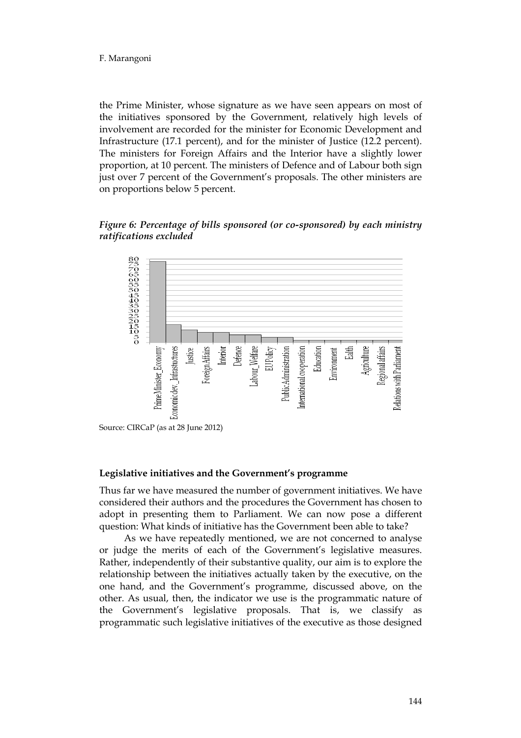the Prime Minister, whose signature as we have seen appears on most of the initiatives sponsored by the Government, relatively high levels of involvement are recorded for the minister for Economic Development and Infrastructure (17.1 percent), and for the minister of Justice (12.2 percent). The ministers for Foreign Affairs and the Interior have a slightly lower proportion, at 10 percent. The ministers of Defence and of Labour both sign just over 7 percent of the Government's proposals. The other ministers are on proportions below 5 percent.

*Figure 6: Percentage of bills sponsored (or co-sponsored) by each ministry ratifications excluded*

Source: CIRCaP (as at 28 June 2012)

### Legislative initiatives and the Government's programme

Thus far we have measured the number of government initiatives. We have considered their authors and the procedures the Government has chosen to adopt in presenting them to Parliament. We can now pose a different question: What kinds of initiative has the Government been able to take?

As we have repeatedly mentioned, we are not concerned to analyse or judge the merits of each of the Government's legislative measures. Rather, independently of their substantive quality, our aim is to explore the relationship between the initiatives actually taken by the executive, on the one hand, and the Government's programme, discussed above, on the other. As usual, then, the indicator we use is the programmatic nature of the Government's legislative proposals. That is, we classify as programmatic such legislative initiatives of the executive as those designed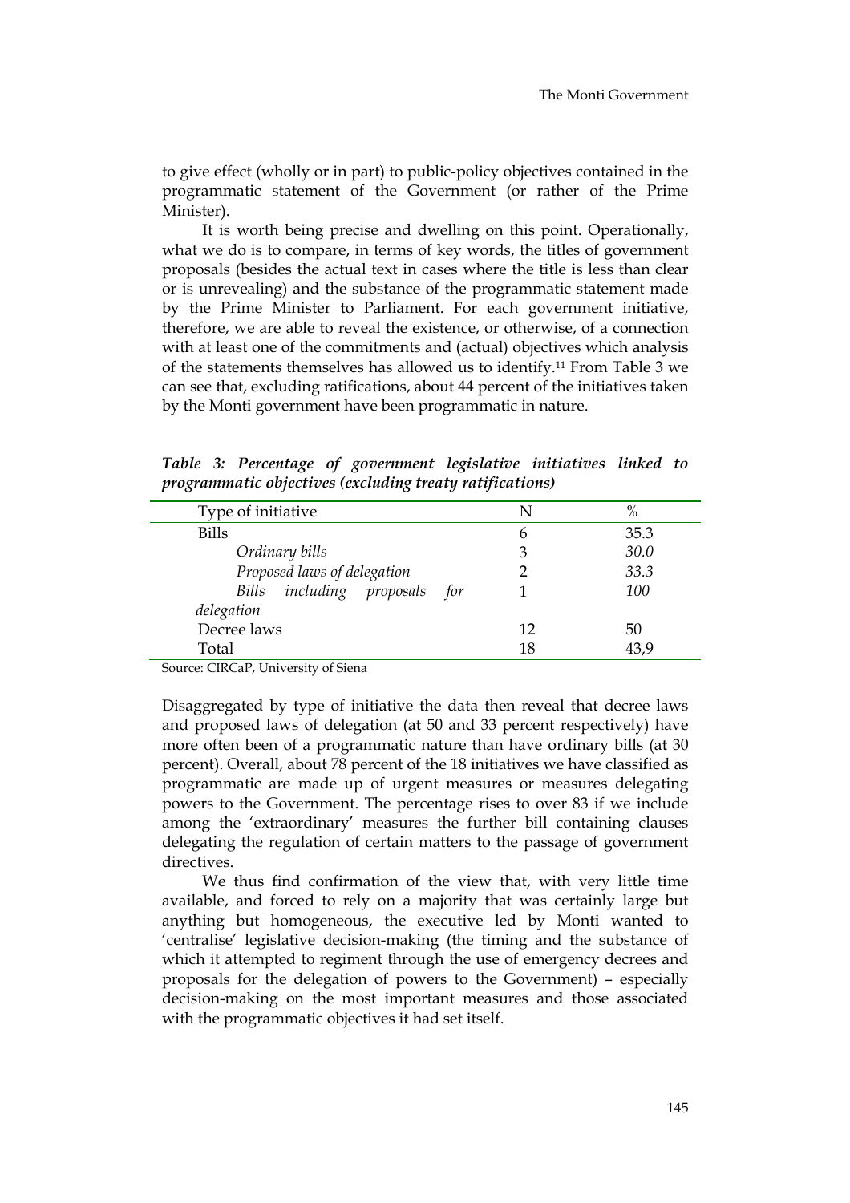to give effect (wholly or in part) to public-policy objectives contained in the programmatic statement of the Government (or rather of the Prime Minister).

It is worth being precise and dwelling on this point. Operationally, what we do is to compare, in terms of key words, the titles of government proposals (besides the actual text in cases where the title is less than clear or is unrevealing) and the substance of the programmatic statement made by the Prime Minister to Parliament. For each government initiative, therefore, we are able to reveal the existence, or otherwise, of a connection with at least one of the commitments and (actual) objectives which analysis of the statements themselves has allowed us to identify.[11] From Table 3 we can see that, excluding ratifications, about 44 percent of the initiatives taken by the Monti government have been programmatic in nature.

***Table 3: Percentage of government legislative initiatives linked to programmatic objectives (excluding treaty ratifications)***

| Type of initiative | N | % |
|---|---|---|
| Bills | 6 | 35.3 |
| *Ordinary bills* | 3 | *30.0* |
| *Proposed laws of delegation* | 2 | *33.3* |
| *Bills including proposals for delegation* | 1 | *100* |
| Decree laws | 12 | 50 |
| Total | 18 | 43,9 |

Source: CIRCaP, University of Siena

Disaggregated by type of initiative the data then reveal that decree laws and proposed laws of delegation (at 50 and 33 percent respectively) have more often been of a programmatic nature than have ordinary bills (at 30 percent). Overall, about 78 percent of the 18 initiatives we have classified as programmatic are made up of urgent measures or measures delegating powers to the Government. The percentage rises to over 83 if we include among the 'extraordinary' measures the further bill containing clauses delegating the regulation of certain matters to the passage of government directives.

We thus find confirmation of the view that, with very little time available, and forced to rely on a majority that was certainly large but anything but homogeneous, the executive led by Monti wanted to 'centralise' legislative decision-making (the timing and the substance of which it attempted to regiment through the use of emergency decrees and proposals for the delegation of powers to the Government) – especially decision-making on the most important measures and those associated with the programmatic objectives it had set itself.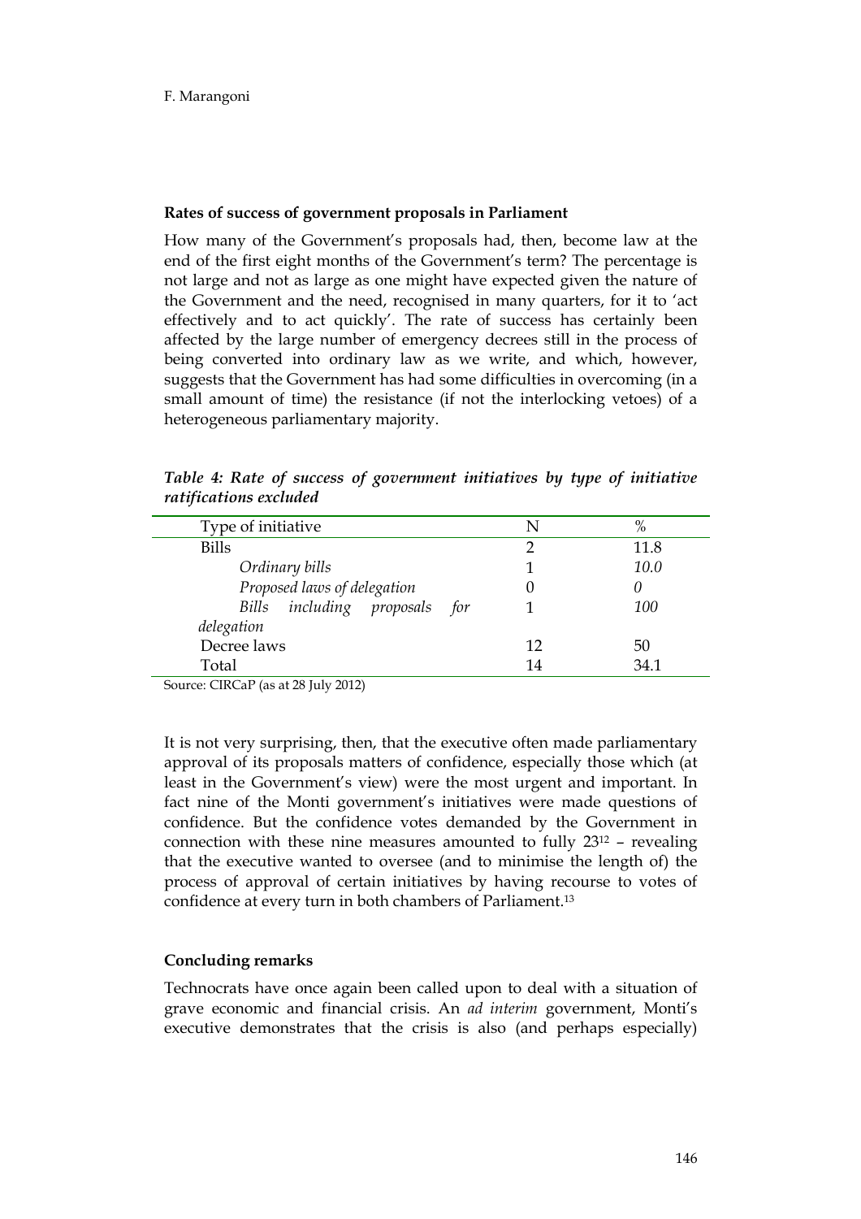**Rates of success of government proposals in Parliament**

How many of the Government's proposals had, then, become law at the end of the first eight months of the Government's term? The percentage is not large and not as large as one might have expected given the nature of the Government and the need, recognised in many quarters, for it to 'act effectively and to act quickly'. The rate of success has certainly been affected by the large number of emergency decrees still in the process of being converted into ordinary law as we write, and which, however, suggests that the Government has had some difficulties in overcoming (in a small amount of time) the resistance (if not the interlocking vetoes) of a heterogeneous parliamentary majority.

***Table 4: Rate of success of government initiatives by type of initiative ratifications excluded***

| Type of initiative | N | % |
|---|---|---|
| Bills | 2 | 11.8 |
| *Ordinary bills* | 1 | *10.0* |
| *Proposed laws of delegation* | 0 | *0* |
| *Bills including proposals for delegation* | 1 | *100* |
| Decree laws | 12 | 50 |
| Total | 14 | 34.1 |

Source: CIRCaP (as at 28 July 2012)

It is not very surprising, then, that the executive often made parliamentary approval of its proposals matters of confidence, especially those which (at least in the Government's view) were the most urgent and important. In fact nine of the Monti government's initiatives were made questions of confidence. But the confidence votes demanded by the Government in connection with these nine measures amounted to fully 23[12] – revealing that the executive wanted to oversee (and to minimise the length of) the process of approval of certain initiatives by having recourse to votes of confidence at every turn in both chambers of Parliament.[13]

**Concluding remarks**

Technocrats have once again been called upon to deal with a situation of grave economic and financial crisis. An *ad interim* government, Monti's executive demonstrates that the crisis is also (and perhaps especially)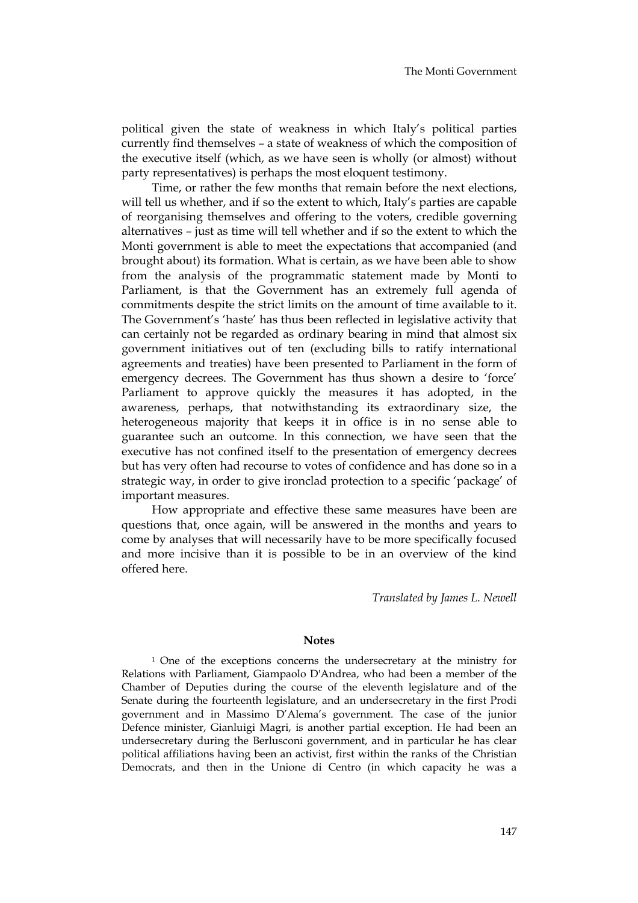political given the state of weakness in which Italy's political parties currently find themselves – a state of weakness of which the composition of the executive itself (which, as we have seen is wholly (or almost) without party representatives) is perhaps the most eloquent testimony.

Time, or rather the few months that remain before the next elections, will tell us whether, and if so the extent to which, Italy's parties are capable of reorganising themselves and offering to the voters, credible governing alternatives – just as time will tell whether and if so the extent to which the Monti government is able to meet the expectations that accompanied (and brought about) its formation. What is certain, as we have been able to show from the analysis of the programmatic statement made by Monti to Parliament, is that the Government has an extremely full agenda of commitments despite the strict limits on the amount of time available to it. The Government's 'haste' has thus been reflected in legislative activity that can certainly not be regarded as ordinary bearing in mind that almost six government initiatives out of ten (excluding bills to ratify international agreements and treaties) have been presented to Parliament in the form of emergency decrees. The Government has thus shown a desire to 'force' Parliament to approve quickly the measures it has adopted, in the awareness, perhaps, that notwithstanding its extraordinary size, the heterogeneous majority that keeps it in office is in no sense able to guarantee such an outcome. In this connection, we have seen that the executive has not confined itself to the presentation of emergency decrees but has very often had recourse to votes of confidence and has done so in a strategic way, in order to give ironclad protection to a specific 'package' of important measures.

How appropriate and effective these same measures have been are questions that, once again, will be answered in the months and years to come by analyses that will necessarily have to be more specifically focused and more incisive than it is possible to be in an overview of the kind offered here.

*Translated by James L. Newell*

## Notes

[1] One of the exceptions concerns the undersecretary at the ministry for Relations with Parliament, Giampaolo D'Andrea, who had been a member of the Chamber of Deputies during the course of the eleventh legislature and of the Senate during the fourteenth legislature, and an undersecretary in the first Prodi government and in Massimo D'Alema's government. The case of the junior Defence minister, Gianluigi Magri, is another partial exception. He had been an undersecretary during the Berlusconi government, and in particular he has clear political affiliations having been an activist, first within the ranks of the Christian Democrats, and then in the Unione di Centro (in which capacity he was a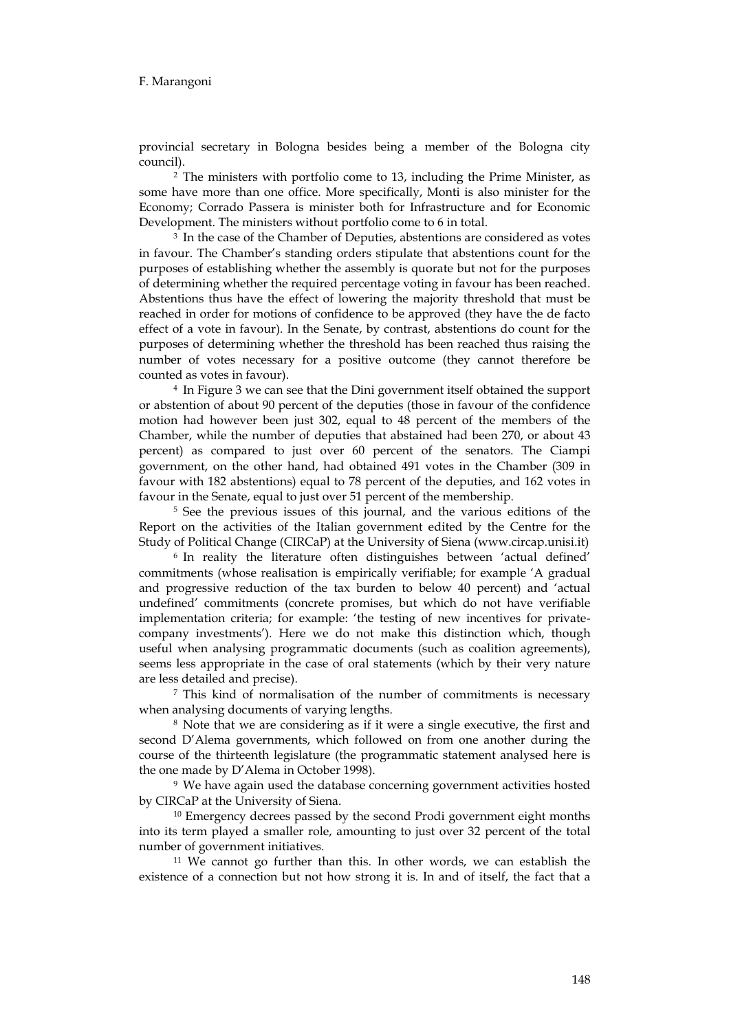provincial secretary in Bologna besides being a member of the Bologna city council).

[2] The ministers with portfolio come to 13, including the Prime Minister, as some have more than one office. More specifically, Monti is also minister for the Economy; Corrado Passera is minister both for Infrastructure and for Economic Development. The ministers without portfolio come to 6 in total.

[3] In the case of the Chamber of Deputies, abstentions are considered as votes in favour. The Chamber's standing orders stipulate that abstentions count for the purposes of establishing whether the assembly is quorate but not for the purposes of determining whether the required percentage voting in favour has been reached. Abstentions thus have the effect of lowering the majority threshold that must be reached in order for motions of confidence to be approved (they have the de facto effect of a vote in favour). In the Senate, by contrast, abstentions do count for the purposes of determining whether the threshold has been reached thus raising the number of votes necessary for a positive outcome (they cannot therefore be counted as votes in favour).

[4] In Figure 3 we can see that the Dini government itself obtained the support or abstention of about 90 percent of the deputies (those in favour of the confidence motion had however been just 302, equal to 48 percent of the members of the Chamber, while the number of deputies that abstained had been 270, or about 43 percent) as compared to just over 60 percent of the senators. The Ciampi government, on the other hand, had obtained 491 votes in the Chamber (309 in favour with 182 abstentions) equal to 78 percent of the deputies, and 162 votes in favour in the Senate, equal to just over 51 percent of the membership.

[5] See the previous issues of this journal, and the various editions of the Report on the activities of the Italian government edited by the Centre for the Study of Political Change (CIRCaP) at the University of Siena (www.circap.unisi.it)

[6] In reality the literature often distinguishes between 'actual defined' commitments (whose realisation is empirically verifiable; for example 'A gradual and progressive reduction of the tax burden to below 40 percent) and 'actual undefined' commitments (concrete promises, but which do not have verifiable implementation criteria; for example: 'the testing of new incentives for private-company investments'). Here we do not make this distinction which, though useful when analysing programmatic documents (such as coalition agreements), seems less appropriate in the case of oral statements (which by their very nature are less detailed and precise).

[7] This kind of normalisation of the number of commitments is necessary when analysing documents of varying lengths.

[8] Note that we are considering as if it were a single executive, the first and second D'Alema governments, which followed on from one another during the course of the thirteenth legislature (the programmatic statement analysed here is the one made by D'Alema in October 1998).

[9] We have again used the database concerning government activities hosted by CIRCaP at the University of Siena.

[10] Emergency decrees passed by the second Prodi government eight months into its term played a smaller role, amounting to just over 32 percent of the total number of government initiatives.

[11] We cannot go further than this. In other words, we can establish the existence of a connection but not how strong it is. In and of itself, the fact that a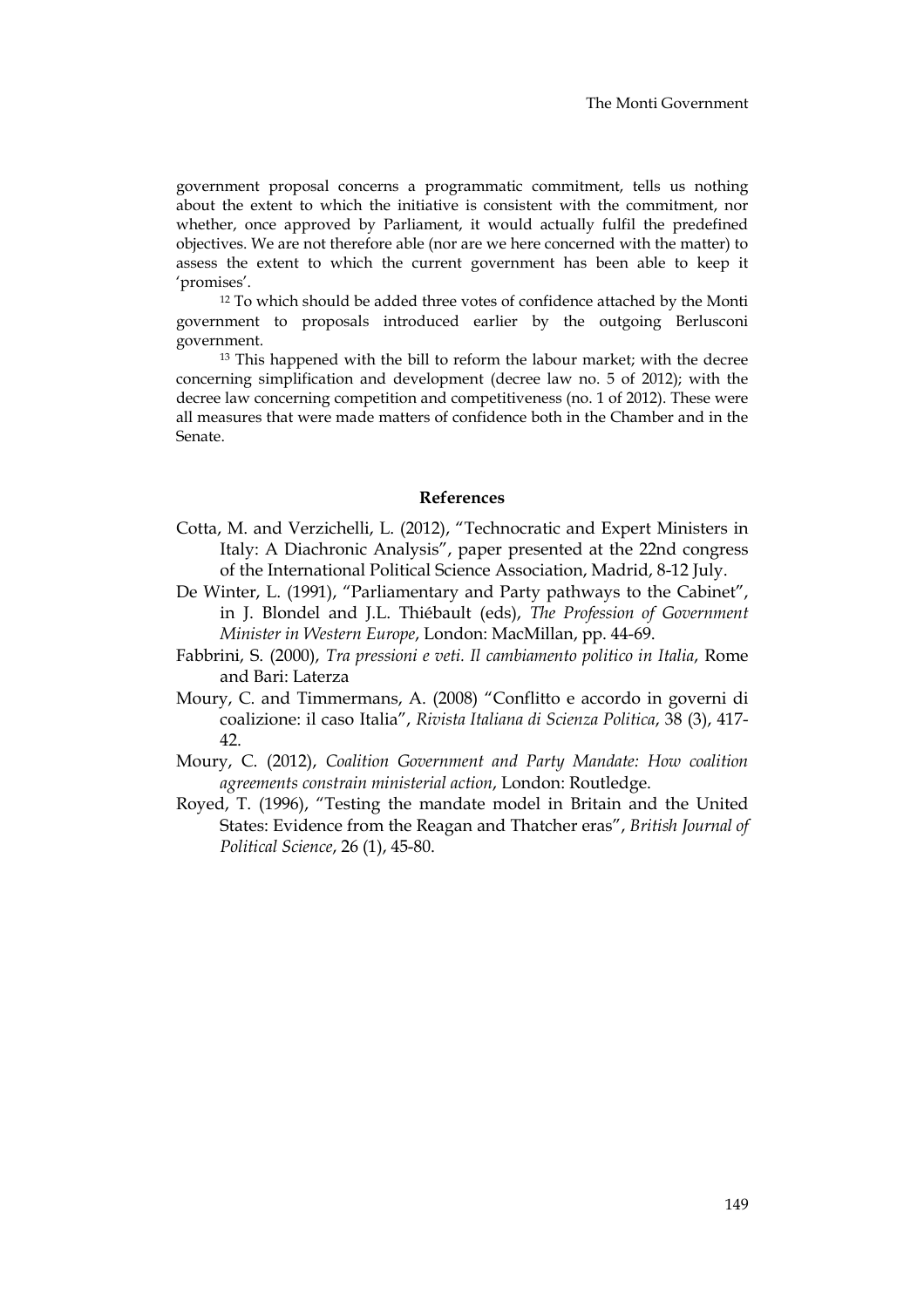government proposal concerns a programmatic commitment, tells us nothing about the extent to which the initiative is consistent with the commitment, nor whether, once approved by Parliament, it would actually fulfil the predefined objectives. We are not therefore able (nor are we here concerned with the matter) to assess the extent to which the current government has been able to keep it 'promises'.

[12] To which should be added three votes of confidence attached by the Monti government to proposals introduced earlier by the outgoing Berlusconi government.

[13] This happened with the bill to reform the labour market; with the decree concerning simplification and development (decree law no. 5 of 2012); with the decree law concerning competition and competitiveness (no. 1 of 2012). These were all measures that were made matters of confidence both in the Chamber and in the Senate.

## References

Cotta, M. and Verzichelli, L. (2012), "Technocratic and Expert Ministers in Italy: A Diachronic Analysis", paper presented at the 22nd congress of the International Political Science Association, Madrid, 8-12 July.

De Winter, L. (1991), "Parliamentary and Party pathways to the Cabinet", in J. Blondel and J.L. Thiébault (eds), *The Profession of Government Minister in Western Europe*, London: MacMillan, pp. 44-69.

Fabbrini, S. (2000), *Tra pressioni e veti. Il cambiamento politico in Italia*, Rome and Bari: Laterza

Moury, C. and Timmermans, A. (2008) "Conflitto e accordo in governi di coalizione: il caso Italia", *Rivista Italiana di Scienza Politica*, 38 (3), 417-42.

Moury, C. (2012), *Coalition Government and Party Mandate: How coalition agreements constrain ministerial action*, London: Routledge.

Royed, T. (1996), "Testing the mandate model in Britain and the United States: Evidence from the Reagan and Thatcher eras", *British Journal of Political Science*, 26 (1), 45-80.